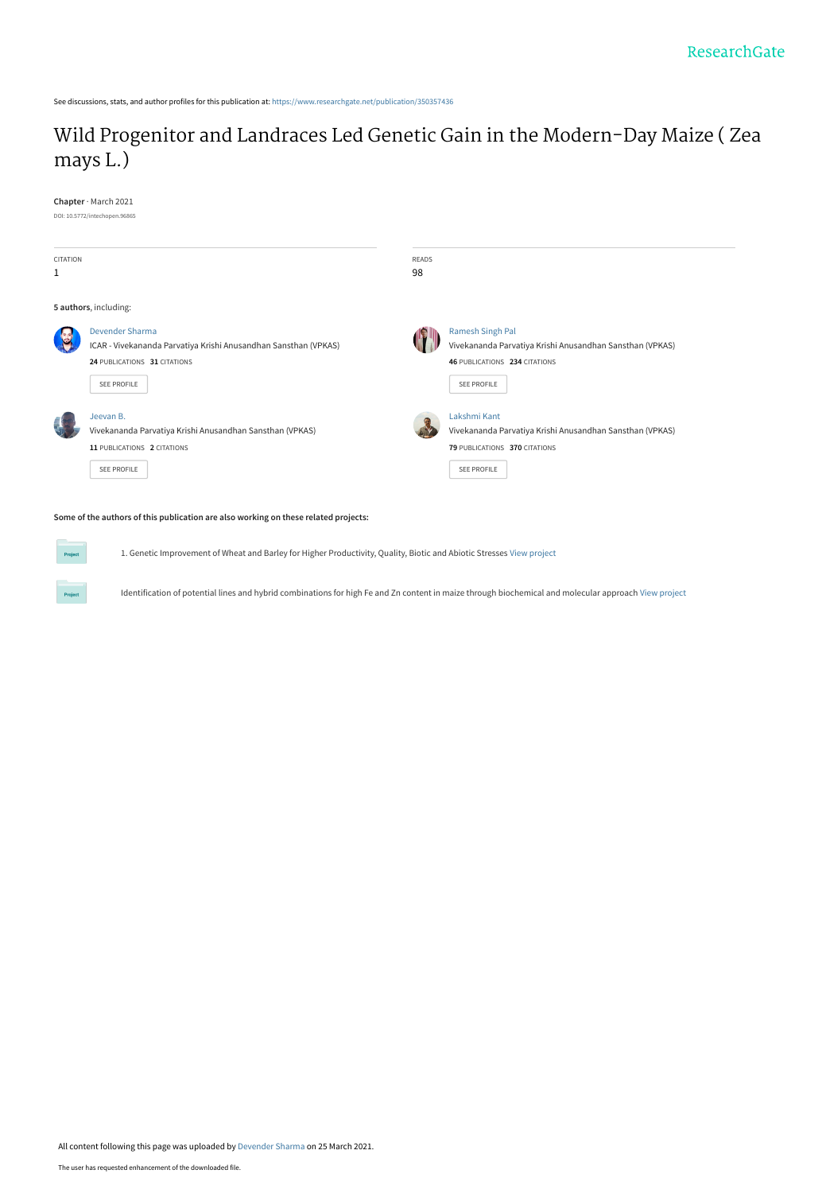See discussions, stats, and author profiles for this publication at: https://www.researchgate.net/publication/350357436

# Wild Progenitor and Landraces Led Genetic Gain in the Modern-Day Maize ( Zea mays L.)

**Chapter** · March 2021

DOI: 10.5772/intechopen.96865

| CITATION | READS |
|---|---|
| 1 | 98 |

**5 authors**, including:

**Devender Sharma**
ICAR - Vivekananda Parvatiya Krishi Anusandhan Sansthan (VPKAS)
**24** PUBLICATIONS **31** CITATIONS
SEE PROFILE

**Ramesh Singh Pal**
Vivekananda Parvatiya Krishi Anusandhan Sansthan (VPKAS)
**46** PUBLICATIONS **234** CITATIONS
SEE PROFILE

**Jeevan B.**
Vivekananda Parvatiya Krishi Anusandhan Sansthan (VPKAS)
**11** PUBLICATIONS **2** CITATIONS
SEE PROFILE

**Lakshmi Kant**
Vivekananda Parvatiya Krishi Anusandhan Sansthan (VPKAS)
**79** PUBLICATIONS **370** CITATIONS
SEE PROFILE

**Some of the authors of this publication are also working on these related projects:**

1. Genetic Improvement of Wheat and Barley for Higher Productivity, Quality, Biotic and Abiotic Stresses View project

Identification of potential lines and hybrid combinations for high Fe and Zn content in maize through biochemical and molecular approach View project

All content following this page was uploaded by Devender Sharma on 25 March 2021.

The user has requested enhancement of the downloaded file.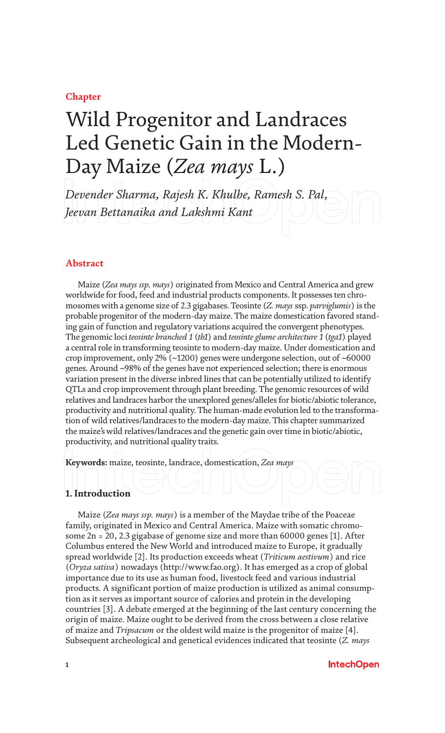Chapter

# Wild Progenitor and Landraces Led Genetic Gain in the Modern-Day Maize (*Zea mays* L.)

*Devender Sharma, Rajesh K. Khulbe, Ramesh S. Pal, Jeevan Bettanaika and Lakshmi Kant*

## Abstract

Maize (*Zea mays ssp. mays*) originated from Mexico and Central America and grew worldwide for food, feed and industrial products components. It possesses ten chromosomes with a genome size of 2.3 gigabases. Teosinte (*Z. mays* ssp. *parviglumis*) is the probable progenitor of the modern-day maize. The maize domestication favored standing gain of function and regulatory variations acquired the convergent phenotypes. The genomic loci *teosinte branched 1* (*tb1*) and *teosinte glume architecture 1* (*tga1*) played a central role in transforming teosinte to modern-day maize. Under domestication and crop improvement, only 2% (~1200) genes were undergone selection, out of ~60000 genes. Around ~98% of the genes have not experienced selection; there is enormous variation present in the diverse inbred lines that can be potentially utilized to identify QTLs and crop improvement through plant breeding. The genomic resources of wild relatives and landraces harbor the unexplored genes/alleles for biotic/abiotic tolerance, productivity and nutritional quality. The human-made evolution led to the transformation of wild relatives/landraces to the modern-day maize. This chapter summarized the maize's wild relatives/landraces and the genetic gain over time in biotic/abiotic, productivity, and nutritional quality traits.

**Keywords:** maize, teosinte, landrace, domestication, *Zea mays*

## 1. Introduction

Maize (*Zea mays ssp. mays*) is a member of the Maydae tribe of the Poaceae family, originated in Mexico and Central America. Maize with somatic chromosome 2n = 20, 2.3 gigabase of genome size and more than 60000 genes [1]. After Columbus entered the New World and introduced maize to Europe, it gradually spread worldwide [2]. Its production exceeds wheat (*Triticum aestivum*) and rice (*Oryza sativa*) nowadays (http://www.fao.org). It has emerged as a crop of global importance due to its use as human food, livestock feed and various industrial products. A significant portion of maize production is utilized as animal consumption as it serves as important source of calories and protein in the developing countries [3]. A debate emerged at the beginning of the last century concerning the origin of maize. Maize ought to be derived from the cross between a close relative of maize and *Tripsacum* or the oldest wild maize is the progenitor of maize [4]. Subsequent archeological and genetical evidences indicated that teosinte (*Z. mays*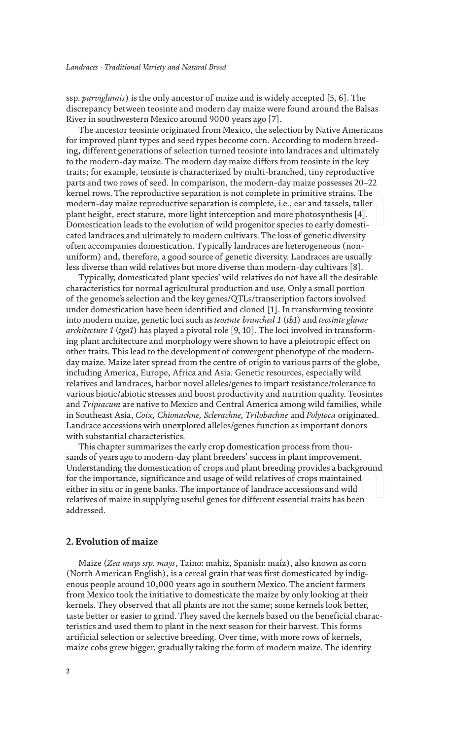ssp. *parviglumis*) is the only ancestor of maize and is widely accepted [5, 6]. The discrepancy between teosinte and modern day maize were found around the Balsas River in southwestern Mexico around 9000 years ago [7].

The ancestor teosinte originated from Mexico, the selection by Native Americans for improved plant types and seed types become corn. According to modern breeding, different generations of selection turned teosinte into landraces and ultimately to the modern-day maize. The modern day maize differs from teosinte in the key traits; for example, teosinte is characterized by multi-branched, tiny reproductive parts and two rows of seed. In comparison, the modern-day maize possesses 20–22 kernel rows. The reproductive separation is not complete in primitive strains. The modern-day maize reproductive separation is complete, i.e., ear and tassels, taller plant height, erect stature, more light interception and more photosynthesis [4]. Domestication leads to the evolution of wild progenitor species to early domesticated landraces and ultimately to modern cultivars. The loss of genetic diversity often accompanies domestication. Typically landraces are heterogeneous (non-uniform) and, therefore, a good source of genetic diversity. Landraces are usually less diverse than wild relatives but more diverse than modern-day cultivars [8].

Typically, domesticated plant species' wild relatives do not have all the desirable characteristics for normal agricultural production and use. Only a small portion of the genome's selection and the key genes/QTLs/transcription factors involved under domestication have been identified and cloned [1]. In transforming teosinte into modern maize, genetic loci such as *teosinte branched 1* (*tb1*) and *teosinte glume architecture 1* (*tga1*) has played a pivotal role [9, 10]. The loci involved in transforming plant architecture and morphology were shown to have a pleiotropic effect on other traits. This lead to the development of convergent phenotype of the modern-day maize. Maize later spread from the centre of origin to various parts of the globe, including America, Europe, Africa and Asia. Genetic resources, especially wild relatives and landraces, harbor novel alleles/genes to impart resistance/tolerance to various biotic/abiotic stresses and boost productivity and nutrition quality. Teosintes and *Tripsacum* are native to Mexico and Central America among wild families, while in Southeast Asia, *Coix, Chionachne, Sclerachne, Trilobachne* and *Polytoca* originated. Landrace accessions with unexplored alleles/genes function as important donors with substantial characteristics.

This chapter summarizes the early crop domestication process from thousands of years ago to modern-day plant breeders' success in plant improvement. Understanding the domestication of crops and plant breeding provides a background for the importance, significance and usage of wild relatives of crops maintained either in situ or in gene banks. The importance of landrace accessions and wild relatives of maize in supplying useful genes for different essential traits has been addressed.

## 2. Evolution of maize

Maize (*Zea mays ssp. mays*, Taino: mahiz, Spanish: maíz), also known as corn (North American English), is a cereal grain that was first domesticated by indigenous people around 10,000 years ago in southern Mexico. The ancient farmers from Mexico took the initiative to domesticate the maize by only looking at their kernels. They observed that all plants are not the same; some kernels look better, taste better or easier to grind. They saved the kernels based on the beneficial characteristics and used them to plant in the next season for their harvest. This forms artificial selection or selective breeding. Over time, with more rows of kernels, maize cobs grew bigger, gradually taking the form of modern maize. The identity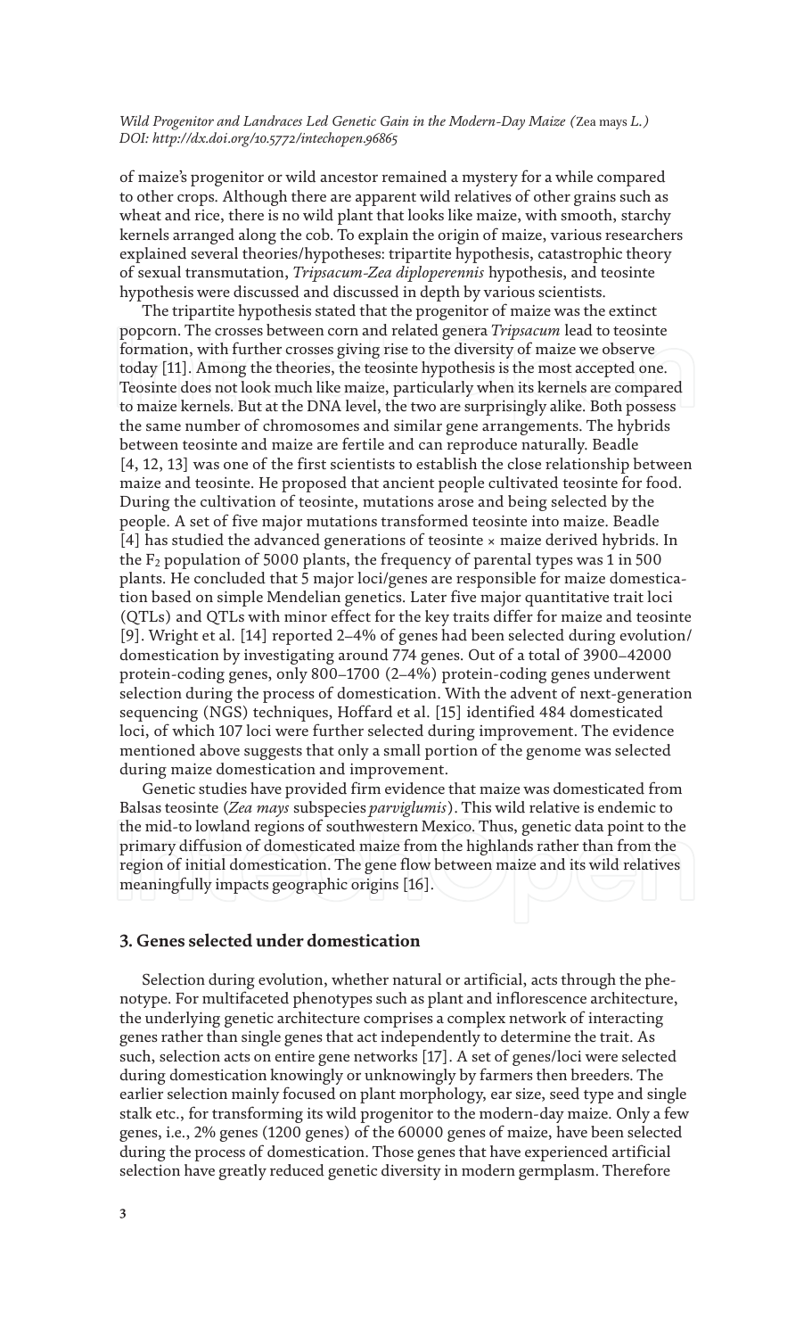of maize's progenitor or wild ancestor remained a mystery for a while compared to other crops. Although there are apparent wild relatives of other grains such as wheat and rice, there is no wild plant that looks like maize, with smooth, starchy kernels arranged along the cob. To explain the origin of maize, various researchers explained several theories/hypotheses: tripartite hypothesis, catastrophic theory of sexual transmutation, *Tripsacum-Zea diploperennis* hypothesis, and teosinte hypothesis were discussed and discussed in depth by various scientists.

The tripartite hypothesis stated that the progenitor of maize was the extinct popcorn. The crosses between corn and related genera *Tripsacum* lead to teosinte formation, with further crosses giving rise to the diversity of maize we observe today [11]. Among the theories, the teosinte hypothesis is the most accepted one. Teosinte does not look much like maize, particularly when its kernels are compared to maize kernels. But at the DNA level, the two are surprisingly alike. Both possess the same number of chromosomes and similar gene arrangements. The hybrids between teosinte and maize are fertile and can reproduce naturally. Beadle [4, 12, 13] was one of the first scientists to establish the close relationship between maize and teosinte. He proposed that ancient people cultivated teosinte for food. During the cultivation of teosinte, mutations arose and being selected by the people. A set of five major mutations transformed teosinte into maize. Beadle [4] has studied the advanced generations of teosinte × maize derived hybrids. In the $F_2$ population of 5000 plants, the frequency of parental types was 1 in 500 plants. He concluded that 5 major loci/genes are responsible for maize domestication based on simple Mendelian genetics. Later five major quantitative trait loci (QTLs) and QTLs with minor effect for the key traits differ for maize and teosinte [9]. Wright et al. [14] reported 2–4% of genes had been selected during evolution/domestication by investigating around 774 genes. Out of a total of 3900–42000 protein-coding genes, only 800–1700 (2–4%) protein-coding genes underwent selection during the process of domestication. With the advent of next-generation sequencing (NGS) techniques, Hoffard et al. [15] identified 484 domesticated loci, of which 107 loci were further selected during improvement. The evidence mentioned above suggests that only a small portion of the genome was selected during maize domestication and improvement.

Genetic studies have provided firm evidence that maize was domesticated from Balsas teosinte (*Zea mays* subspecies *parviglumis*). This wild relative is endemic to the mid-to lowland regions of southwestern Mexico. Thus, genetic data point to the primary diffusion of domesticated maize from the highlands rather than from the region of initial domestication. The gene flow between maize and its wild relatives meaningfully impacts geographic origins [16].

## 3. Genes selected under domestication

Selection during evolution, whether natural or artificial, acts through the phenotype. For multifaceted phenotypes such as plant and inflorescence architecture, the underlying genetic architecture comprises a complex network of interacting genes rather than single genes that act independently to determine the trait. As such, selection acts on entire gene networks [17]. A set of genes/loci were selected during domestication knowingly or unknowingly by farmers then breeders. The earlier selection mainly focused on plant morphology, ear size, seed type and single stalk etc., for transforming its wild progenitor to the modern-day maize. Only a few genes, i.e., 2% genes (1200 genes) of the 60000 genes of maize, have been selected during the process of domestication. Those genes that have experienced artificial selection have greatly reduced genetic diversity in modern germplasm. Therefore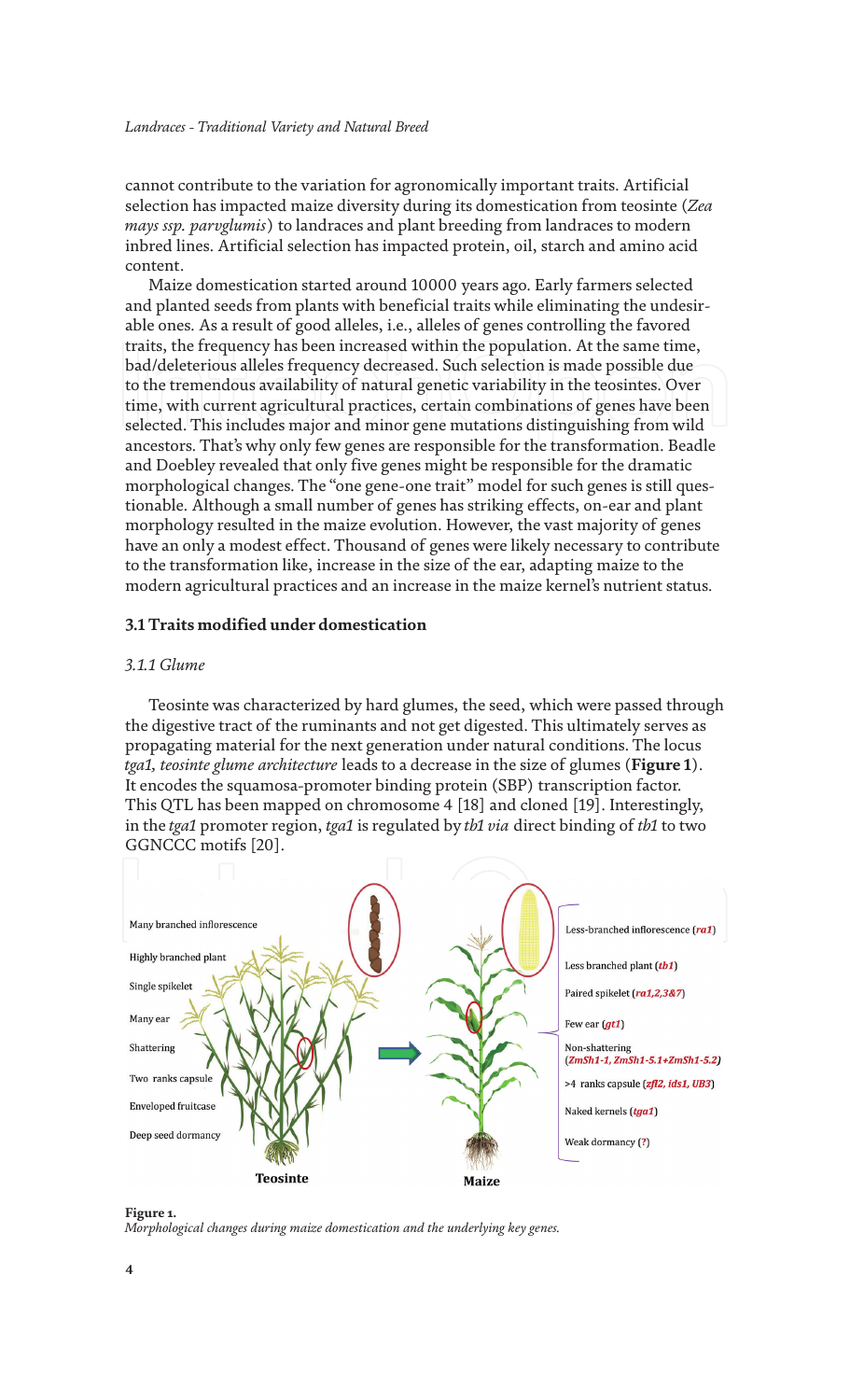cannot contribute to the variation for agronomically important traits. Artificial selection has impacted maize diversity during its domestication from teosinte (*Zea mays ssp. parvglumis*) to landraces and plant breeding from landraces to modern inbred lines. Artificial selection has impacted protein, oil, starch and amino acid content.

Maize domestication started around 10000 years ago. Early farmers selected and planted seeds from plants with beneficial traits while eliminating the undesirable ones. As a result of good alleles, i.e., alleles of genes controlling the favored traits, the frequency has been increased within the population. At the same time, bad/deleterious alleles frequency decreased. Such selection is made possible due to the tremendous availability of natural genetic variability in the teosintes. Over time, with current agricultural practices, certain combinations of genes have been selected. This includes major and minor gene mutations distinguishing from wild ancestors. That's why only few genes are responsible for the transformation. Beadle and Doebley revealed that only five genes might be responsible for the dramatic morphological changes. The "one gene-one trait" model for such genes is still questionable. Although a small number of genes has striking effects, on-ear and plant morphology resulted in the maize evolution. However, the vast majority of genes have an only a modest effect. Thousand of genes were likely necessary to contribute to the transformation like, increase in the size of the ear, adapting maize to the modern agricultural practices and an increase in the maize kernel's nutrient status.

### 3.1 Traits modified under domestication

#### 3.1.1 Glume

Teosinte was characterized by hard glumes, the seed, which were passed through the digestive tract of the ruminants and not get digested. This ultimately serves as propagating material for the next generation under natural conditions. The locus *tga1, teosinte glume architecture* leads to a decrease in the size of glumes (**Figure 1**). It encodes the squamosa-promoter binding protein (SBP) transcription factor. This QTL has been mapped on chromosome 4 [18] and cloned [19]. Interestingly, in the *tga1* promoter region, *tga1* is regulated by *tb1 via* direct binding of *tb1* to two GGNCCC motifs [20].

Many branched inflorescence
Highly branched plant
Single spikelet
Many ear
Shattering
Two ranks capsule
Enveloped fruitcase
Deep seed dormancy
Teosinte

Maize
Less-branched inflorescence (*ra1*)
Less branched plant (*tb1*)
Paired spikelet (*ra1,2,3&7*)
Few ear (*gt1*)
Non-shattering (*ZmSh1-1, ZmSh1-5.1+ZmSh1-5.2*)
>4 ranks capsule (*zfl2, ids1, UB3*)
Naked kernels (*tga1*)
Weak dormancy (*?*)

**Figure 1.**
*Morphological changes during maize domestication and the underlying key genes.*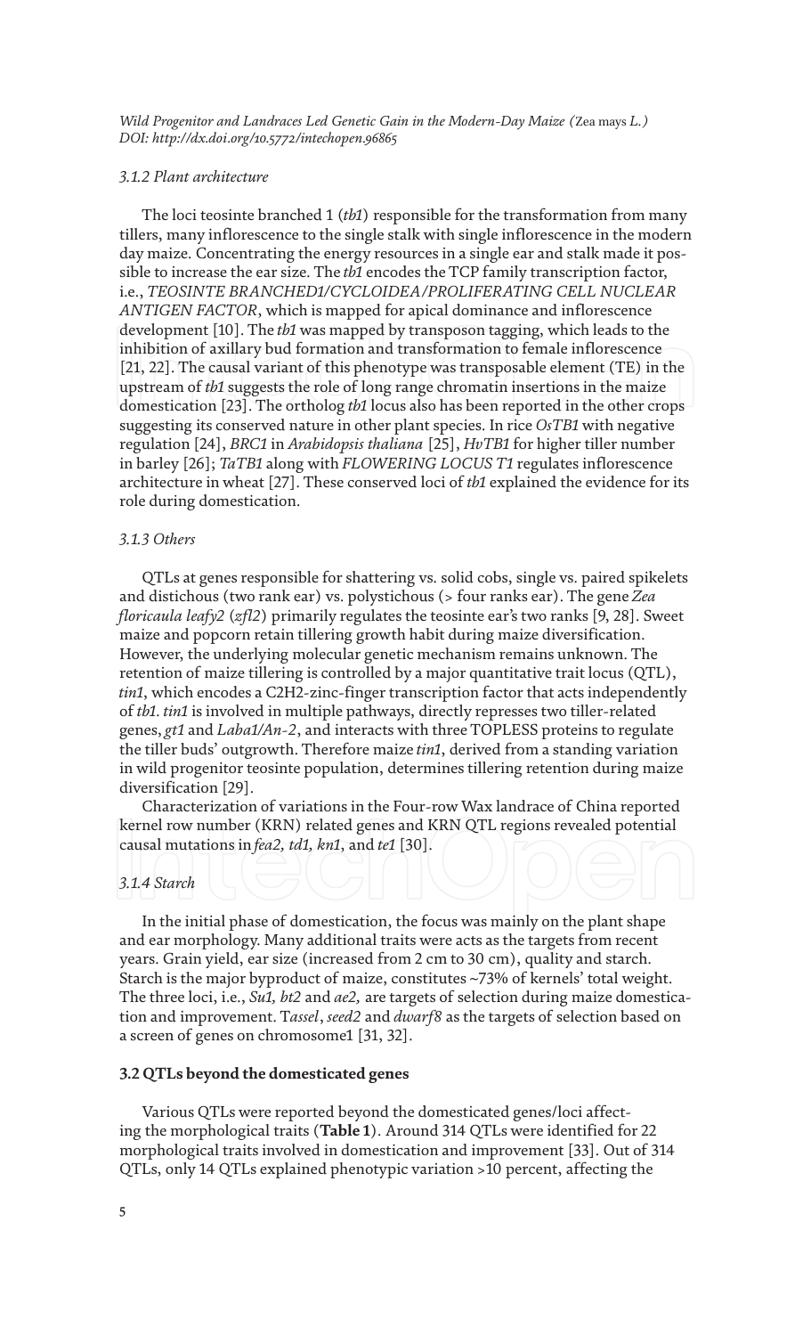### *3.1.2 Plant architecture*

The loci teosinte branched 1 (*tb1*) responsible for the transformation from many tillers, many inflorescence to the single stalk with single inflorescence in the modern day maize. Concentrating the energy resources in a single ear and stalk made it possible to increase the ear size. The *tb1* encodes the TCP family transcription factor, i.e., *TEOSINTE BRANCHED1/CYCLOIDEA/PROLIFERATING CELL NUCLEAR ANTIGEN FACTOR*, which is mapped for apical dominance and inflorescence development [10]. The *tb1* was mapped by transposon tagging, which leads to the inhibition of axillary bud formation and transformation to female inflorescence [21, 22]. The causal variant of this phenotype was transposable element (TE) in the upstream of *tb1* suggests the role of long range chromatin insertions in the maize domestication [23]. The ortholog *tb1* locus also has been reported in the other crops suggesting its conserved nature in other plant species. In rice *OsTB1* with negative regulation [24], *BRC1* in *Arabidopsis thaliana* [25], *HvTB1* for higher tiller number in barley [26]; *TaTB1* along with *FLOWERING LOCUS T1* regulates inflorescence architecture in wheat [27]. These conserved loci of *tb1* explained the evidence for its role during domestication.

### *3.1.3 Others*

QTLs at genes responsible for shattering vs. solid cobs, single vs. paired spikelets and distichous (two rank ear) vs. polystichous (> four ranks ear). The gene *Zea floricaula leafy2* (*zfl2*) primarily regulates the teosinte ear's two ranks [9, 28]. Sweet maize and popcorn retain tillering growth habit during maize diversification. However, the underlying molecular genetic mechanism remains unknown. The retention of maize tillering is controlled by a major quantitative trait locus (QTL), *tin1*, which encodes a C2H2-zinc-finger transcription factor that acts independently of *tb1*. *tin1* is involved in multiple pathways, directly represses two tiller-related genes, *gt1* and *Laba1/An-2*, and interacts with three TOPLESS proteins to regulate the tiller buds' outgrowth. Therefore maize *tin1*, derived from a standing variation in wild progenitor teosinte population, determines tillering retention during maize diversification [29].

Characterization of variations in the Four-row Wax landrace of China reported kernel row number (KRN) related genes and KRN QTL regions revealed potential causal mutations in *fea2, td1, kn1*, and *te1* [30].

### *3.1.4 Starch*

In the initial phase of domestication, the focus was mainly on the plant shape and ear morphology. Many additional traits were acts as the targets from recent years. Grain yield, ear size (increased from 2 cm to 30 cm), quality and starch. Starch is the major byproduct of maize, constitutes ~73% of kernels' total weight. The three loci, i.e., *Su1, bt2* and *ae2,* are targets of selection during maize domestication and improvement. T*assel*, *seed2* and *dwarf8* as the targets of selection based on a screen of genes on chromosome1 [31, 32].

## **3.2 QTLs beyond the domesticated genes**

Various QTLs were reported beyond the domesticated genes/loci affecting the morphological traits (**Table 1**). Around 314 QTLs were identified for 22 morphological traits involved in domestication and improvement [33]. Out of 314 QTLs, only 14 QTLs explained phenotypic variation >10 percent, affecting the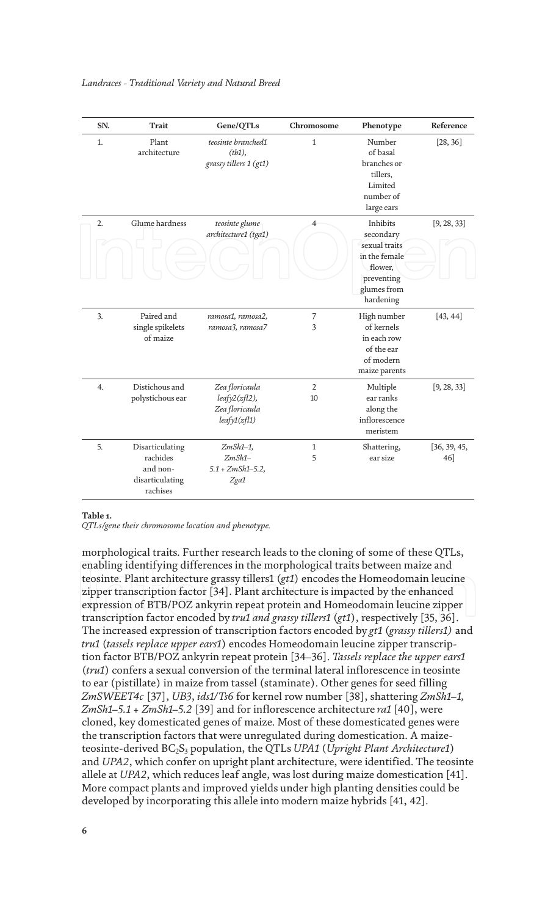| SN. | Trait | Gene/QTLs | Chromosome | Phenotype | Reference |
|---|---|---|---|---|---|
| 1. | Plant architecture | *teosinte branched1 (tb1), grassy tillers 1 (gt1)* | 1 | Number of basal branches or tillers, Limited number of large ears | [28, 36] |
| 2. | Glume hardness | *teosinte glume architecture1 (tga1)* | 4 | Inhibits secondary sexual traits in the female flower, preventing glumes from hardening | [9, 28, 33] |
| 3. | Paired and single spikelets of maize | *ramosa1, ramosa2, ramosa3, ramosa7* | 7<br>3 | High number of kernels in each row of the ear of modern maize parents | [43, 44] |
| 4. | Distichous and polystichous ear | *Zea floricaula leafy2(zfl2), Zea floricaula leafy1(zfl1)* | 2<br>10 | Multiple ear ranks along the inflorescence meristem | [9, 28, 33] |
| 5. | Disarticulating rachides and non-disarticulating rachises | *ZmSh1–1, ZmSh1–5.1 + ZmSh1–5.2, Zga1* | 1<br>5 | Shattering, ear size | [36, 39, 45, 46] |

**Table 1.**
*QTLs/gene their chromosome location and phenotype.*

morphological traits. Further research leads to the cloning of some of these QTLs, enabling identifying differences in the morphological traits between maize and teosinte. Plant architecture grassy tillers1 (*gt1*) encodes the Homeodomain leucine zipper transcription factor [34]. Plant architecture is impacted by the enhanced expression of BTB/POZ ankyrin repeat protein and Homeodomain leucine zipper transcription factor encoded by *tru1 and grassy tillers1* (*gt1*), respectively [35, 36]. The increased expression of transcription factors encoded by *gt1* (*grassy tillers1)* and *tru1* (*tassels replace upper ears1*) encodes Homeodomain leucine zipper transcription factor BTB/POZ ankyrin repeat protein [34–36]. *Tassels replace the upper ears1* (*tru1*) confers a sexual conversion of the terminal lateral inflorescence in teosinte to ear (pistillate) in maize from tassel (staminate). Other genes for seed filling *ZmSWEET4c* [37], *UB3*, *ids1/Ts6* for kernel row number [38], shattering *ZmSh1–1, ZmSh1–5.1 + ZmSh1–5.2* [39] and for inflorescence architecture *ra1* [40], were cloned, key domesticated genes of maize. Most of these domesticated genes were the transcription factors that were unregulated during domestication. A maize-teosinte-derived $BC_2S_3$ population, the QTLs *UPA1* (*Upright Plant Architecture1*) and *UPA2*, which confer on upright plant architecture, were identified. The teosinte allele at *UPA2*, which reduces leaf angle, was lost during maize domestication [41]. More compact plants and improved yields under high planting densities could be developed by incorporating this allele into modern maize hybrids [41, 42].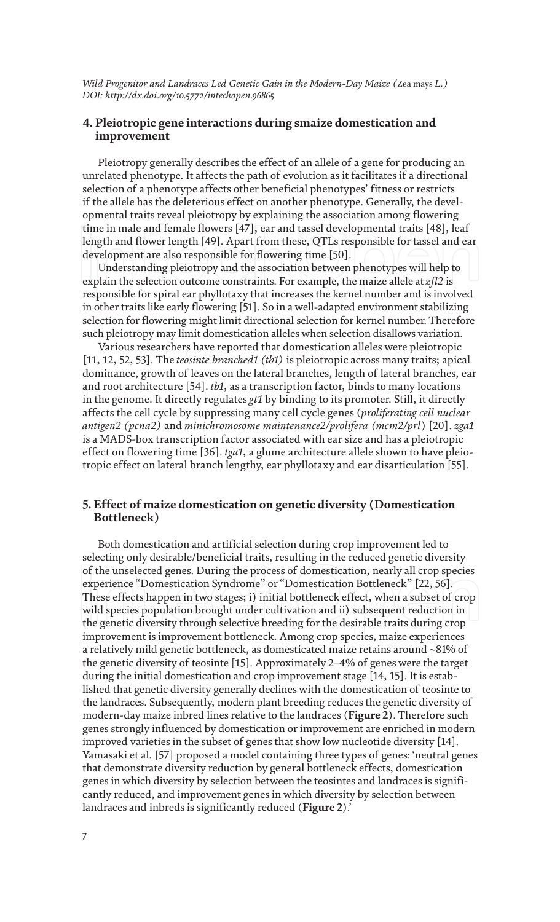## 4. Pleiotropic gene interactions during smaize domestication and improvement

Pleiotropy generally describes the effect of an allele of a gene for producing an unrelated phenotype. It affects the path of evolution as it facilitates if a directional selection of a phenotype affects other beneficial phenotypes' fitness or restricts if the allele has the deleterious effect on another phenotype. Generally, the developmental traits reveal pleiotropy by explaining the association among flowering time in male and female flowers [47], ear and tassel developmental traits [48], leaf length and flower length [49]. Apart from these, QTLs responsible for tassel and ear development are also responsible for flowering time [50].

Understanding pleiotropy and the association between phenotypes will help to explain the selection outcome constraints. For example, the maize allele at *zfl2* is responsible for spiral ear phyllotaxy that increases the kernel number and is involved in other traits like early flowering [51]. So in a well-adapted environment stabilizing selection for flowering might limit directional selection for kernel number. Therefore such pleiotropy may limit domestication alleles when selection disallows variation.

Various researchers have reported that domestication alleles were pleiotropic [11, 12, 52, 53]. The *teosinte branched1 (tb1)* is pleiotropic across many traits; apical dominance, growth of leaves on the lateral branches, length of lateral branches, ear and root architecture [54]. *tb1*, as a transcription factor, binds to many locations in the genome. It directly regulates *gt1* by binding to its promoter. Still, it directly affects the cell cycle by suppressing many cell cycle genes (*proliferating cell nuclear antigen2 (pcna2)* and *minichromosome maintenance2/prolifera (mcm2/prl)* [20]. *zga1* is a MADS-box transcription factor associated with ear size and has a pleiotropic effect on flowering time [36]. *tga1*, a glume architecture allele shown to have pleiotropic effect on lateral branch lengthy, ear phyllotaxy and ear disarticulation [55].

## 5. Effect of maize domestication on genetic diversity (Domestication Bottleneck)

Both domestication and artificial selection during crop improvement led to selecting only desirable/beneficial traits, resulting in the reduced genetic diversity of the unselected genes. During the process of domestication, nearly all crop species experience "Domestication Syndrome" or "Domestication Bottleneck" [22, 56]. These effects happen in two stages; i) initial bottleneck effect, when a subset of crop wild species population brought under cultivation and ii) subsequent reduction in the genetic diversity through selective breeding for the desirable traits during crop improvement is improvement bottleneck. Among crop species, maize experiences a relatively mild genetic bottleneck, as domesticated maize retains around ~81% of the genetic diversity of teosinte [15]. Approximately 2–4% of genes were the target during the initial domestication and crop improvement stage [14, 15]. It is established that genetic diversity generally declines with the domestication of teosinte to the landraces. Subsequently, modern plant breeding reduces the genetic diversity of modern-day maize inbred lines relative to the landraces (**Figure 2**). Therefore such genes strongly influenced by domestication or improvement are enriched in modern improved varieties in the subset of genes that show low nucleotide diversity [14]. Yamasaki et al. [57] proposed a model containing three types of genes: 'neutral genes that demonstrate diversity reduction by general bottleneck effects, domestication genes in which diversity by selection between the teosintes and landraces is significantly reduced, and improvement genes in which diversity by selection between landraces and inbreds is significantly reduced (**Figure 2**).'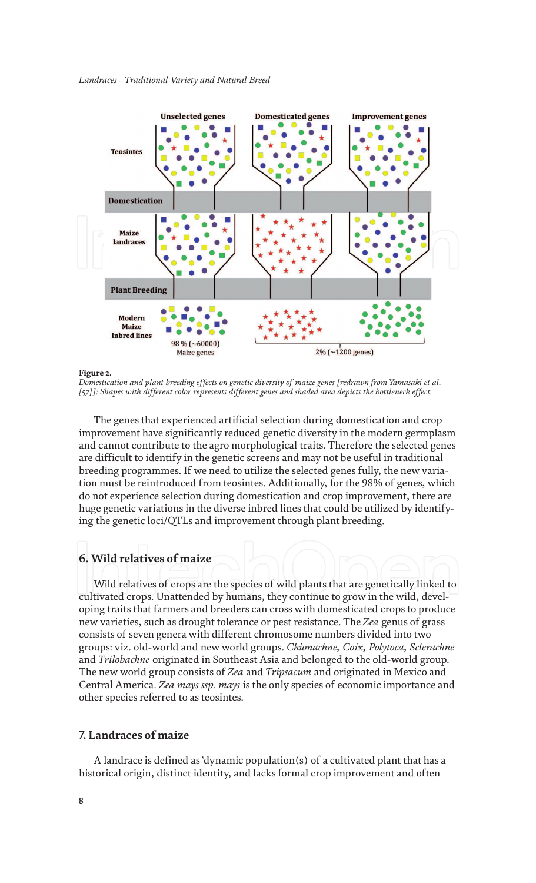**Figure 2.**
*Domestication and plant breeding effects on genetic diversity of maize genes [redrawn from Yamasaki et al. [57]]: Shapes with different color represents different genes and shaded area depicts the bottleneck effect.*

The genes that experienced artificial selection during domestication and crop improvement have significantly reduced genetic diversity in the modern germplasm and cannot contribute to the agro morphological traits. Therefore the selected genes are difficult to identify in the genetic screens and may not be useful in traditional breeding programmes. If we need to utilize the selected genes fully, the new variation must be reintroduced from teosintes. Additionally, for the 98% of genes, which do not experience selection during domestication and crop improvement, there are huge genetic variations in the diverse inbred lines that could be utilized by identifying the genetic loci/QTLs and improvement through plant breeding.

## 6. Wild relatives of maize

Wild relatives of crops are the species of wild plants that are genetically linked to cultivated crops. Unattended by humans, they continue to grow in the wild, developing traits that farmers and breeders can cross with domesticated crops to produce new varieties, such as drought tolerance or pest resistance. The *Zea* genus of grass consists of seven genera with different chromosome numbers divided into two groups: viz. old-world and new world groups. *Chionachne, Coix, Polytoca, Sclerachne* and *Trilobachne* originated in Southeast Asia and belonged to the old-world group. The new world group consists of *Zea* and *Tripsacum* and originated in Mexico and Central America. *Zea mays ssp. mays* is the only species of economic importance and other species referred to as teosintes.

## 7. Landraces of maize

A landrace is defined as 'dynamic population(s) of a cultivated plant that has a historical origin, distinct identity, and lacks formal crop improvement and often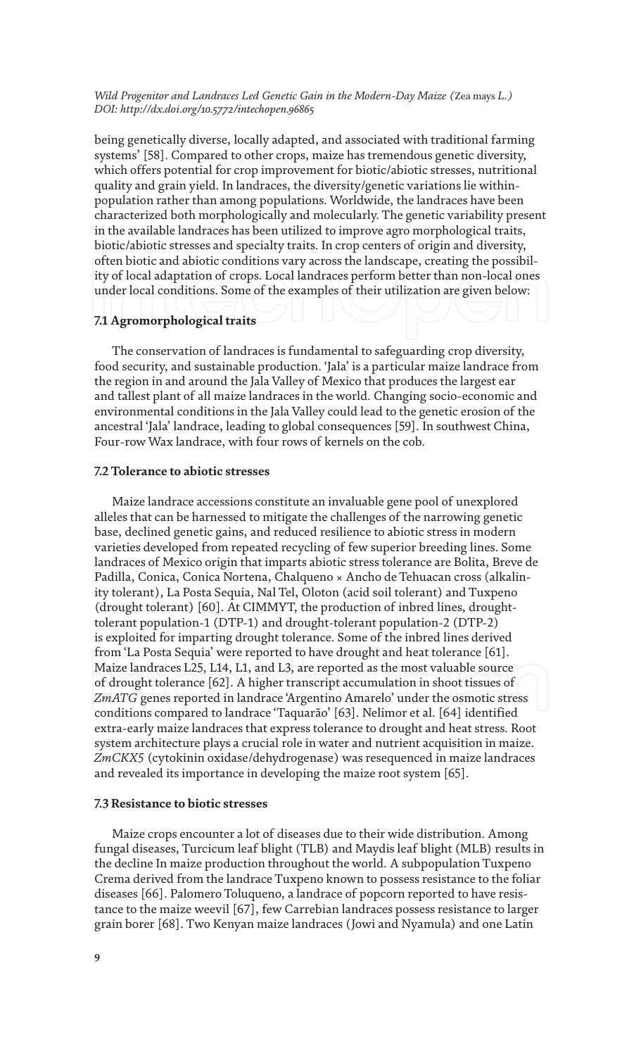being genetically diverse, locally adapted, and associated with traditional farming systems' [58]. Compared to other crops, maize has tremendous genetic diversity, which offers potential for crop improvement for biotic/abiotic stresses, nutritional quality and grain yield. In landraces, the diversity/genetic variations lie within-population rather than among populations. Worldwide, the landraces have been characterized both morphologically and molecularly. The genetic variability present in the available landraces has been utilized to improve agro morphological traits, biotic/abiotic stresses and specialty traits. In crop centers of origin and diversity, often biotic and abiotic conditions vary across the landscape, creating the possibility of local adaptation of crops. Local landraces perform better than non-local ones under local conditions. Some of the examples of their utilization are given below:

### 7.1 Agromorphological traits

The conservation of landraces is fundamental to safeguarding crop diversity, food security, and sustainable production. 'Jala' is a particular maize landrace from the region in and around the Jala Valley of Mexico that produces the largest ear and tallest plant of all maize landraces in the world. Changing socio-economic and environmental conditions in the Jala Valley could lead to the genetic erosion of the ancestral 'Jala' landrace, leading to global consequences [59]. In southwest China, Four-row Wax landrace, with four rows of kernels on the cob.

### 7.2 Tolerance to abiotic stresses

Maize landrace accessions constitute an invaluable gene pool of unexplored alleles that can be harnessed to mitigate the challenges of the narrowing genetic base, declined genetic gains, and reduced resilience to abiotic stress in modern varieties developed from repeated recycling of few superior breeding lines. Some landraces of Mexico origin that imparts abiotic stress tolerance are Bolita, Breve de Padilla, Conica, Conica Nortena, Chalqueno × Ancho de Tehuacan cross (alkalinity tolerant), La Posta Sequia, Nal Tel, Oloton (acid soil tolerant) and Tuxpeno (drought tolerant) [60]. At CIMMYT, the production of inbred lines, drought-tolerant population-1 (DTP-1) and drought-tolerant population-2 (DTP-2) is exploited for imparting drought tolerance. Some of the inbred lines derived from 'La Posta Sequia' were reported to have drought and heat tolerance [61]. Maize landraces L25, L14, L1, and L3, are reported as the most valuable source of drought tolerance [62]. A higher transcript accumulation in shoot tissues of *ZmATG* genes reported in landrace 'Argentino Amarelo' under the osmotic stress conditions compared to landrace 'Taquarão' [63]. Nelimor et al. [64] identified extra-early maize landraces that express tolerance to drought and heat stress. Root system architecture plays a crucial role in water and nutrient acquisition in maize. *ZmCKX5* (cytokinin oxidase/dehydrogenase) was resequenced in maize landraces and revealed its importance in developing the maize root system [65].

### 7.3 Resistance to biotic stresses

Maize crops encounter a lot of diseases due to their wide distribution. Among fungal diseases, Turcicum leaf blight (TLB) and Maydis leaf blight (MLB) results in the decline In maize production throughout the world. A subpopulation Tuxpeno Crema derived from the landrace Tuxpeno known to possess resistance to the foliar diseases [66]. Palomero Toluqueno, a landrace of popcorn reported to have resistance to the maize weevil [67], few Carrebian landraces possess resistance to larger grain borer [68]. Two Kenyan maize landraces (Jowi and Nyamula) and one Latin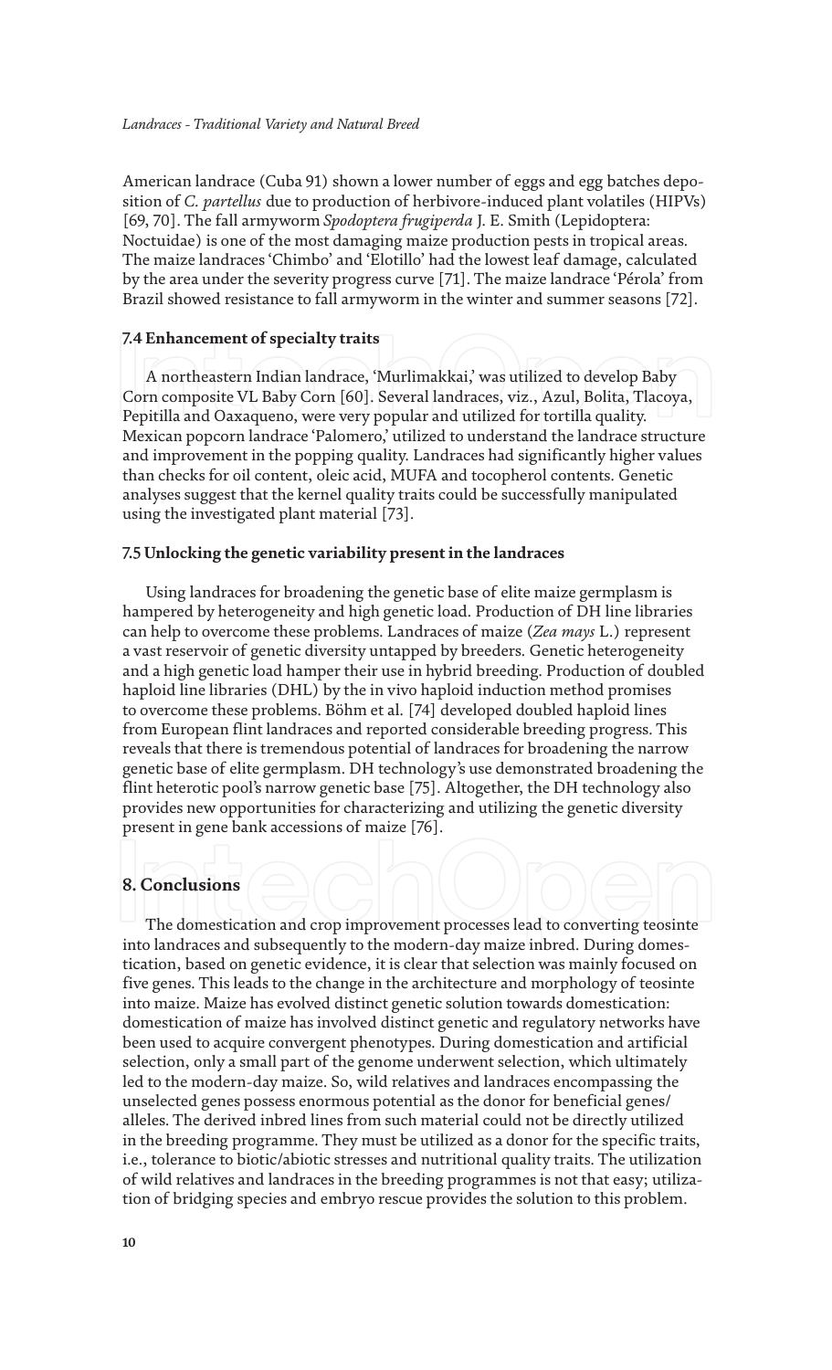American landrace (Cuba 91) shown a lower number of eggs and egg batches deposition of *C. partellus* due to production of herbivore-induced plant volatiles (HIPVs) [69, 70]. The fall armyworm *Spodoptera frugiperda* J. E. Smith (Lepidoptera: Noctuidae) is one of the most damaging maize production pests in tropical areas. The maize landraces 'Chimbo' and 'Elotillo' had the lowest leaf damage, calculated by the area under the severity progress curve [71]. The maize landrace 'Pérola' from Brazil showed resistance to fall armyworm in the winter and summer seasons [72].

### 7.4 Enhancement of specialty traits

A northeastern Indian landrace, 'Murlimakkai,' was utilized to develop Baby Corn composite VL Baby Corn [60]. Several landraces, viz., Azul, Bolita, Tlacoya, Pepitilla and Oaxaqueno, were very popular and utilized for tortilla quality. Mexican popcorn landrace 'Palomero,' utilized to understand the landrace structure and improvement in the popping quality. Landraces had significantly higher values than checks for oil content, oleic acid, MUFA and tocopherol contents. Genetic analyses suggest that the kernel quality traits could be successfully manipulated using the investigated plant material [73].

### 7.5 Unlocking the genetic variability present in the landraces

Using landraces for broadening the genetic base of elite maize germplasm is hampered by heterogeneity and high genetic load. Production of DH line libraries can help to overcome these problems. Landraces of maize (*Zea mays* L.) represent a vast reservoir of genetic diversity untapped by breeders. Genetic heterogeneity and a high genetic load hamper their use in hybrid breeding. Production of doubled haploid line libraries (DHL) by the in vivo haploid induction method promises to overcome these problems. Böhm et al. [74] developed doubled haploid lines from European flint landraces and reported considerable breeding progress. This reveals that there is tremendous potential of landraces for broadening the narrow genetic base of elite germplasm. DH technology's use demonstrated broadening the flint heterotic pool's narrow genetic base [75]. Altogether, the DH technology also provides new opportunities for characterizing and utilizing the genetic diversity present in gene bank accessions of maize [76].

## 8. Conclusions

The domestication and crop improvement processes lead to converting teosinte into landraces and subsequently to the modern-day maize inbred. During domestication, based on genetic evidence, it is clear that selection was mainly focused on five genes. This leads to the change in the architecture and morphology of teosinte into maize. Maize has evolved distinct genetic solution towards domestication: domestication of maize has involved distinct genetic and regulatory networks have been used to acquire convergent phenotypes. During domestication and artificial selection, only a small part of the genome underwent selection, which ultimately led to the modern-day maize. So, wild relatives and landraces encompassing the unselected genes possess enormous potential as the donor for beneficial genes/alleles. The derived inbred lines from such material could not be directly utilized in the breeding programme. They must be utilized as a donor for the specific traits, i.e., tolerance to biotic/abiotic stresses and nutritional quality traits. The utilization of wild relatives and landraces in the breeding programmes is not that easy; utilization of bridging species and embryo rescue provides the solution to this problem.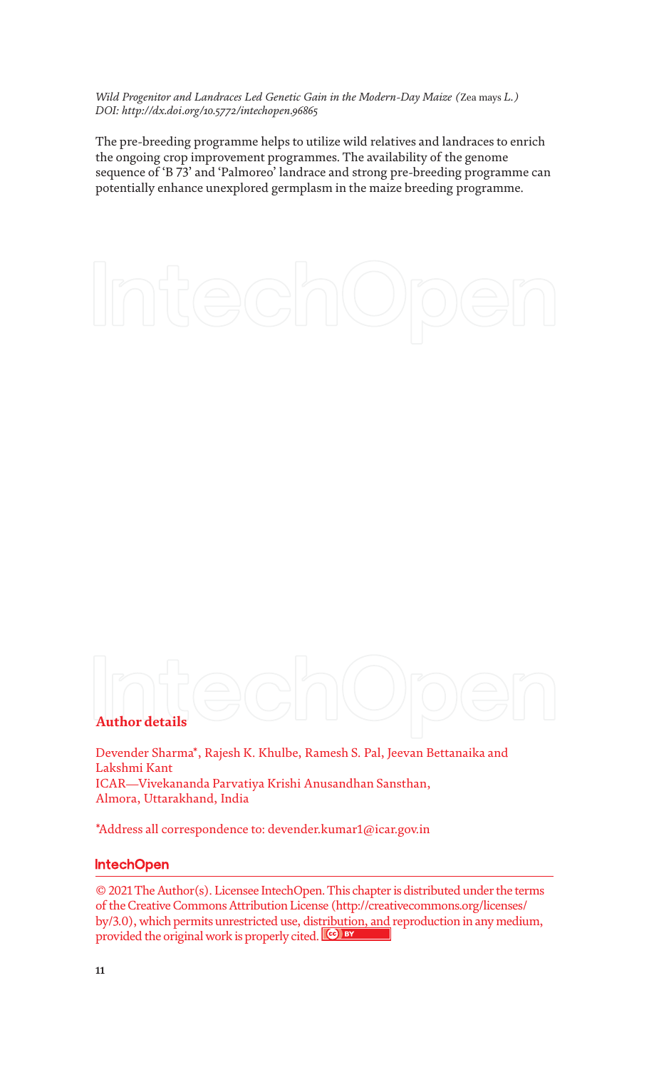The pre-breeding programme helps to utilize wild relatives and landraces to enrich the ongoing crop improvement programmes. The availability of the genome sequence of 'B 73' and 'Palmoreo' landrace and strong pre-breeding programme can potentially enhance unexplored germplasm in the maize breeding programme.

## Author details

Devender Sharma*, Rajesh K. Khulbe, Ramesh S. Pal, Jeevan Bettanaika and Lakshmi Kant
ICAR—Vivekananda Parvatiya Krishi Anusandhan Sansthan, Almora, Uttarakhand, India

*Address all correspondence to: devender.kumar1@icar.gov.in

© 2021 The Author(s). Licensee IntechOpen. This chapter is distributed under the terms of the Creative Commons Attribution License (http://creativecommons.org/licenses/by/3.0), which permits unrestricted use, distribution, and reproduction in any medium, provided the original work is properly cited.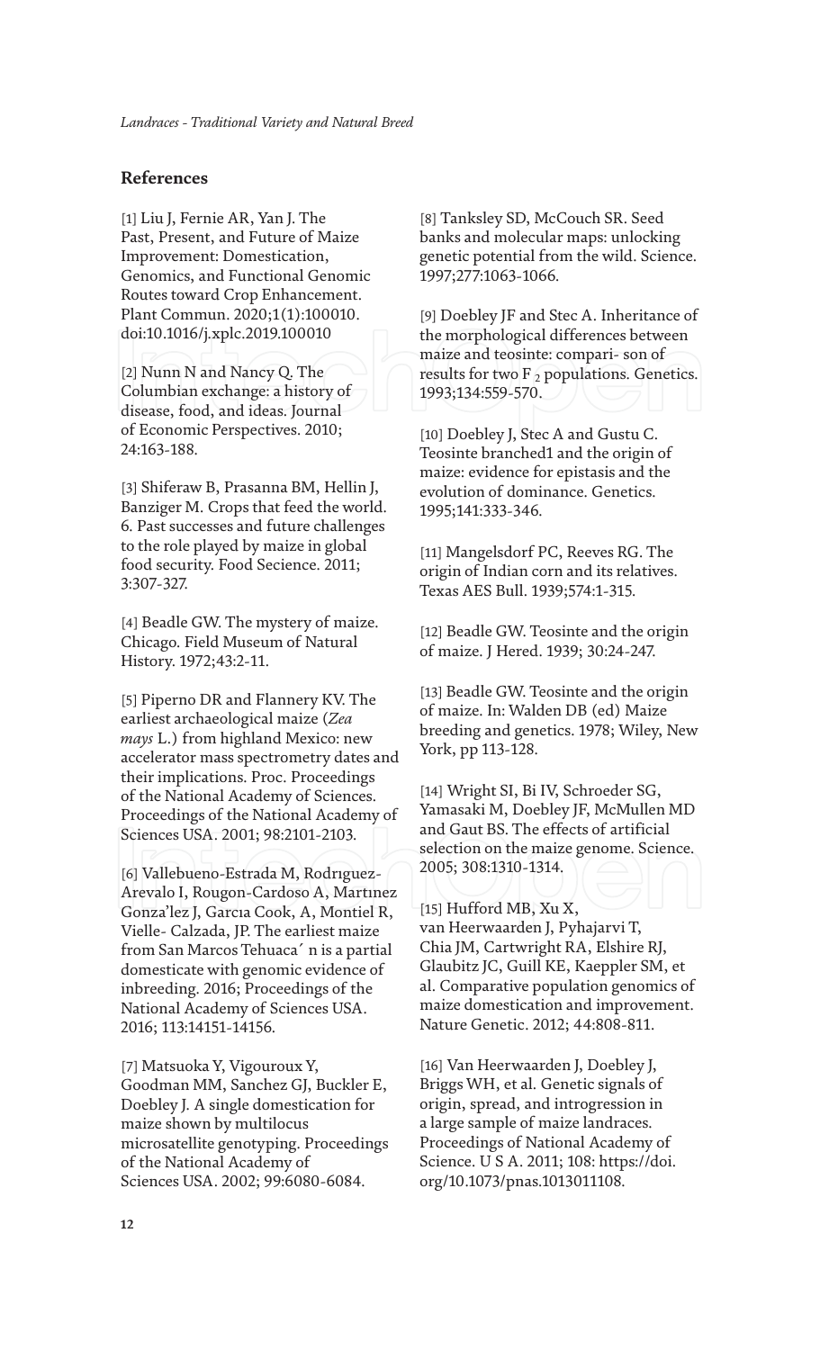## References

[1] Liu J, Fernie AR, Yan J. The Past, Present, and Future of Maize Improvement: Domestication, Genomics, and Functional Genomic Routes toward Crop Enhancement. Plant Commun. 2020;1(1):100010. doi:10.1016/j.xplc.2019.100010

[2] Nunn N and Nancy Q. The Columbian exchange: a history of disease, food, and ideas. Journal of Economic Perspectives. 2010; 24:163-188.

[3] Shiferaw B, Prasanna BM, Hellin J, Banziger M. Crops that feed the world. 6. Past successes and future challenges to the role played by maize in global food security. Food Secience. 2011; 3:307-327.

[4] Beadle GW. The mystery of maize. Chicago. Field Museum of Natural History. 1972;43:2-11.

[5] Piperno DR and Flannery KV. The earliest archaeological maize (*Zea mays* L.) from highland Mexico: new accelerator mass spectrometry dates and their implications. Proc. Proceedings of the National Academy of Sciences. Proceedings of the National Academy of Sciences USA. 2001; 98:2101-2103.

[6] Vallebueno-Estrada M, Rodrıguez-Arevalo I, Rougon-Cardoso A, Martınez Gonza'lez J, Garcıa Cook, A, Montiel R, Vielle- Calzada, JP. The earliest maize from San Marcos Tehuaca´ n is a partial domesticate with genomic evidence of inbreeding. 2016; Proceedings of the National Academy of Sciences USA. 2016; 113:14151-14156.

[7] Matsuoka Y, Vigouroux Y, Goodman MM, Sanchez GJ, Buckler E, Doebley J. A single domestication for maize shown by multilocus microsatellite genotyping. Proceedings of the National Academy of Sciences USA. 2002; 99:6080-6084.

[8] Tanksley SD, McCouch SR. Seed banks and molecular maps: unlocking genetic potential from the wild. Science. 1997;277:1063-1066.

[9] Doebley JF and Stec A. Inheritance of the morphological differences between maize and teosinte: compari- son of results for two $F_2$ populations. Genetics. 1993;134:559-570.

[10] Doebley J, Stec A and Gustu C. Teosinte branched1 and the origin of maize: evidence for epistasis and the evolution of dominance. Genetics. 1995;141:333-346.

[11] Mangelsdorf PC, Reeves RG. The origin of Indian corn and its relatives. Texas AES Bull. 1939;574:1-315.

[12] Beadle GW. Teosinte and the origin of maize. J Hered. 1939; 30:24-247.

[13] Beadle GW. Teosinte and the origin of maize. In: Walden DB (ed) Maize breeding and genetics. 1978; Wiley, New York, pp 113-128.

[14] Wright SI, Bi IV, Schroeder SG, Yamasaki M, Doebley JF, McMullen MD and Gaut BS. The effects of artificial selection on the maize genome. Science. 2005; 308:1310-1314.

[15] Hufford MB, Xu X, van Heerwaarden J, Pyhajarvi T, Chia JM, Cartwright RA, Elshire RJ, Glaubitz JC, Guill KE, Kaeppler SM, et al. Comparative population genomics of maize domestication and improvement. Nature Genetic. 2012; 44:808-811.

[16] Van Heerwaarden J, Doebley J, Briggs WH, et al. Genetic signals of origin, spread, and introgression in a large sample of maize landraces. Proceedings of National Academy of Science. U S A. 2011; 108: https://doi.org/10.1073/pnas.1013011108.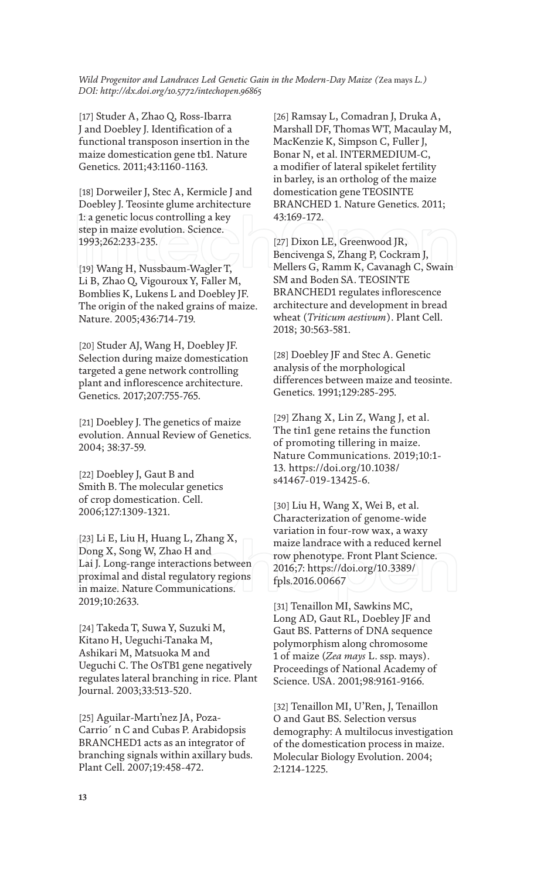[17] Studer A, Zhao Q, Ross-Ibarra J and Doebley J. Identification of a functional transposon insertion in the maize domestication gene tb1. Nature Genetics. 2011;43:1160-1163.

[18] Dorweiler J, Stec A, Kermicle J and Doebley J. Teosinte glume architecture 1: a genetic locus controlling a key step in maize evolution. Science. 1993;262:233-235.

[19] Wang H, Nussbaum-Wagler T, Li B, Zhao Q, Vigouroux Y, Faller M, Bomblies K, Lukens L and Doebley JF. The origin of the naked grains of maize. Nature. 2005;436:714-719.

[20] Studer AJ, Wang H, Doebley JF. Selection during maize domestication targeted a gene network controlling plant and inflorescence architecture. Genetics. 2017;207:755-765.

[21] Doebley J. The genetics of maize evolution. Annual Review of Genetics. 2004; 38:37-59.

[22] Doebley J, Gaut B and Smith B. The molecular genetics of crop domestication. Cell. 2006;127:1309-1321.

[23] Li E, Liu H, Huang L, Zhang X, Dong X, Song W, Zhao H and Lai J. Long-range interactions between proximal and distal regulatory regions in maize. Nature Communications. 2019;10:2633.

[24] Takeda T, Suwa Y, Suzuki M, Kitano H, Ueguchi-Tanaka M, Ashikari M, Matsuoka M and Ueguchi C. The OsTB1 gene negatively regulates lateral branching in rice. Plant Journal. 2003;33:513-520.

[25] Aguilar-Martı́nez JA, Poza-Carrio´ n C and Cubas P. Arabidopsis BRANCHED1 acts as an integrator of branching signals within axillary buds. Plant Cell. 2007;19:458-472.

[26] Ramsay L, Comadran J, Druka A, Marshall DF, Thomas WT, Macaulay M, MacKenzie K, Simpson C, Fuller J, Bonar N, et al. INTERMEDIUM-C, a modifier of lateral spikelet fertility in barley, is an ortholog of the maize domestication gene TEOSINTE BRANCHED 1. Nature Genetics. 2011; 43:169-172.

[27] Dixon LE, Greenwood JR, Bencivenga S, Zhang P, Cockram J, Mellers G, Ramm K, Cavanagh C, Swain SM and Boden SA. TEOSINTE BRANCHED1 regulates inflorescence architecture and development in bread wheat (*Triticum aestivum*). Plant Cell. 2018; 30:563-581.

[28] Doebley JF and Stec A. Genetic analysis of the morphological differences between maize and teosinte. Genetics. 1991;129:285-295.

[29] Zhang X, Lin Z, Wang J, et al. The tin1 gene retains the function of promoting tillering in maize. Nature Communications. 2019;10:1-13. https://doi.org/10.1038/s41467-019-13425-6.

[30] Liu H, Wang X, Wei B, et al. Characterization of genome-wide variation in four-row wax, a waxy maize landrace with a reduced kernel row phenotype. Front Plant Science. 2016;7: https://doi.org/10.3389/fpls.2016.00667

[31] Tenaillon MI, Sawkins MC, Long AD, Gaut RL, Doebley JF and Gaut BS. Patterns of DNA sequence polymorphism along chromosome 1 of maize (*Zea mays* L. ssp. mays). Proceedings of National Academy of Science. USA. 2001;98:9161-9166.

[32] Tenaillon MI, U'Ren, J, Tenaillon O and Gaut BS. Selection versus demography: A multilocus investigation of the domestication process in maize. Molecular Biology Evolution. 2004; 2:1214-1225.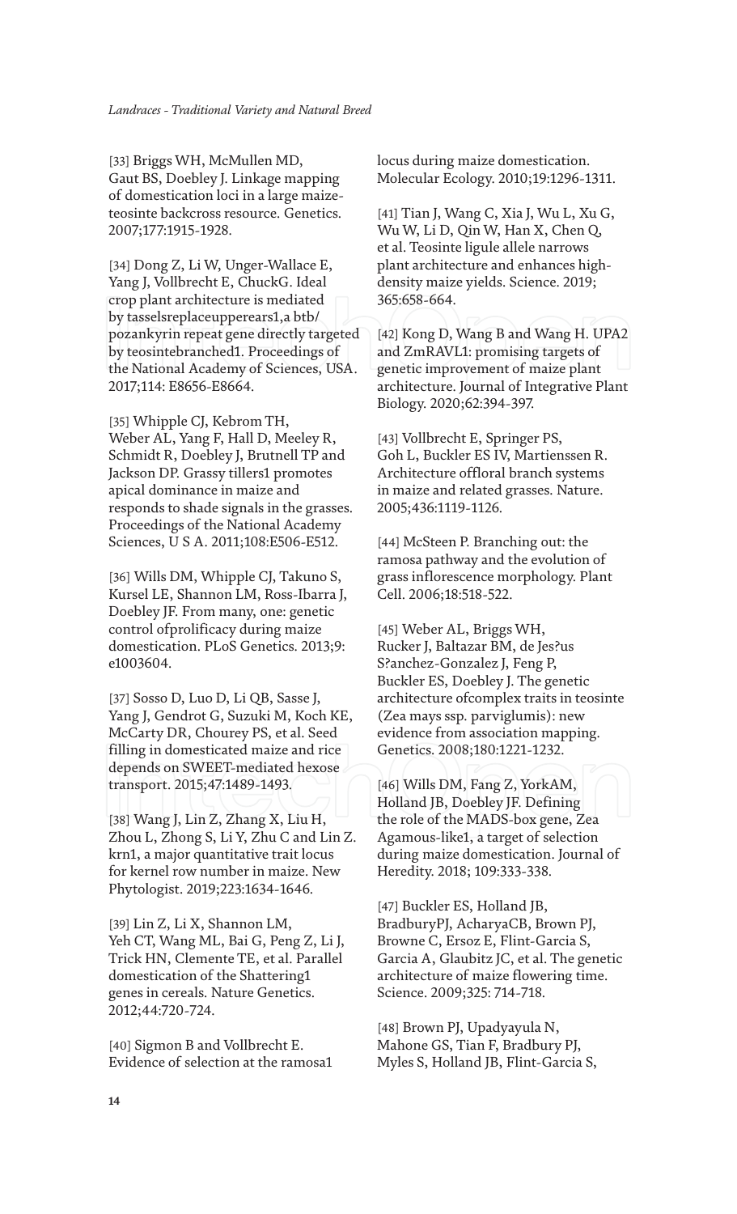[33] Briggs WH, McMullen MD, Gaut BS, Doebley J. Linkage mapping of domestication loci in a large maize-teosinte backcross resource. Genetics. 2007;177:1915-1928.

[34] Dong Z, Li W, Unger-Wallace E, Yang J, Vollbrecht E, ChuckG. Ideal crop plant architecture is mediated by tasselsreplaceupperears1,a btb/pozankyrin repeat gene directly targeted by teosintebranched1. Proceedings of the National Academy of Sciences, USA. 2017;114: E8656-E8664.

[35] Whipple CJ, Kebrom TH, Weber AL, Yang F, Hall D, Meeley R, Schmidt R, Doebley J, Brutnell TP and Jackson DP. Grassy tillers1 promotes apical dominance in maize and responds to shade signals in the grasses. Proceedings of the National Academy Sciences, U S A. 2011;108:E506-E512.

[36] Wills DM, Whipple CJ, Takuno S, Kursel LE, Shannon LM, Ross-Ibarra J, Doebley JF. From many, one: genetic control ofprolificacy during maize domestication. PLoS Genetics. 2013;9: e1003604.

[37] Sosso D, Luo D, Li QB, Sasse J, Yang J, Gendrot G, Suzuki M, Koch KE, McCarty DR, Chourey PS, et al. Seed filling in domesticated maize and rice depends on SWEET-mediated hexose transport. 2015;47:1489-1493.

[38] Wang J, Lin Z, Zhang X, Liu H, Zhou L, Zhong S, Li Y, Zhu C and Lin Z. krn1, a major quantitative trait locus for kernel row number in maize. New Phytologist. 2019;223:1634-1646.

[39] Lin Z, Li X, Shannon LM, Yeh CT, Wang ML, Bai G, Peng Z, Li J, Trick HN, Clemente TE, et al. Parallel domestication of the Shattering1 genes in cereals. Nature Genetics. 2012;44:720-724.

[40] Sigmon B and Vollbrecht E. Evidence of selection at the ramosa1 locus during maize domestication. Molecular Ecology. 2010;19:1296-1311.

[41] Tian J, Wang C, Xia J, Wu L, Xu G, Wu W, Li D, Qin W, Han X, Chen Q, et al. Teosinte ligule allele narrows plant architecture and enhances high-density maize yields. Science. 2019; 365:658-664.

[42] Kong D, Wang B and Wang H. UPA2 and ZmRAVL1: promising targets of genetic improvement of maize plant architecture. Journal of Integrative Plant Biology. 2020;62:394-397.

[43] Vollbrecht E, Springer PS, Goh L, Buckler ES IV, Martienssen R. Architecture offloral branch systems in maize and related grasses. Nature. 2005;436:1119-1126.

[44] McSteen P. Branching out: the ramosa pathway and the evolution of grass inflorescence morphology. Plant Cell. 2006;18:518-522.

[45] Weber AL, Briggs WH, Rucker J, Baltazar BM, de Jes?us S?anchez-Gonzalez J, Feng P, Buckler ES, Doebley J. The genetic architecture ofcomplex traits in teosinte (Zea mays ssp. parviglumis): new evidence from association mapping. Genetics. 2008;180:1221-1232.

[46] Wills DM, Fang Z, YorkAM, Holland JB, Doebley JF. Defining the role of the MADS-box gene, Zea Agamous-like1, a target of selection during maize domestication. Journal of Heredity. 2018; 109:333-338.

[47] Buckler ES, Holland JB, BradburyPJ, AcharyaCB, Brown PJ, Browne C, Ersoz E, Flint-Garcia S, Garcia A, Glaubitz JC, et al. The genetic architecture of maize flowering time. Science. 2009;325: 714-718.

[48] Brown PJ, Upadyayula N, Mahone GS, Tian F, Bradbury PJ, Myles S, Holland JB, Flint-Garcia S,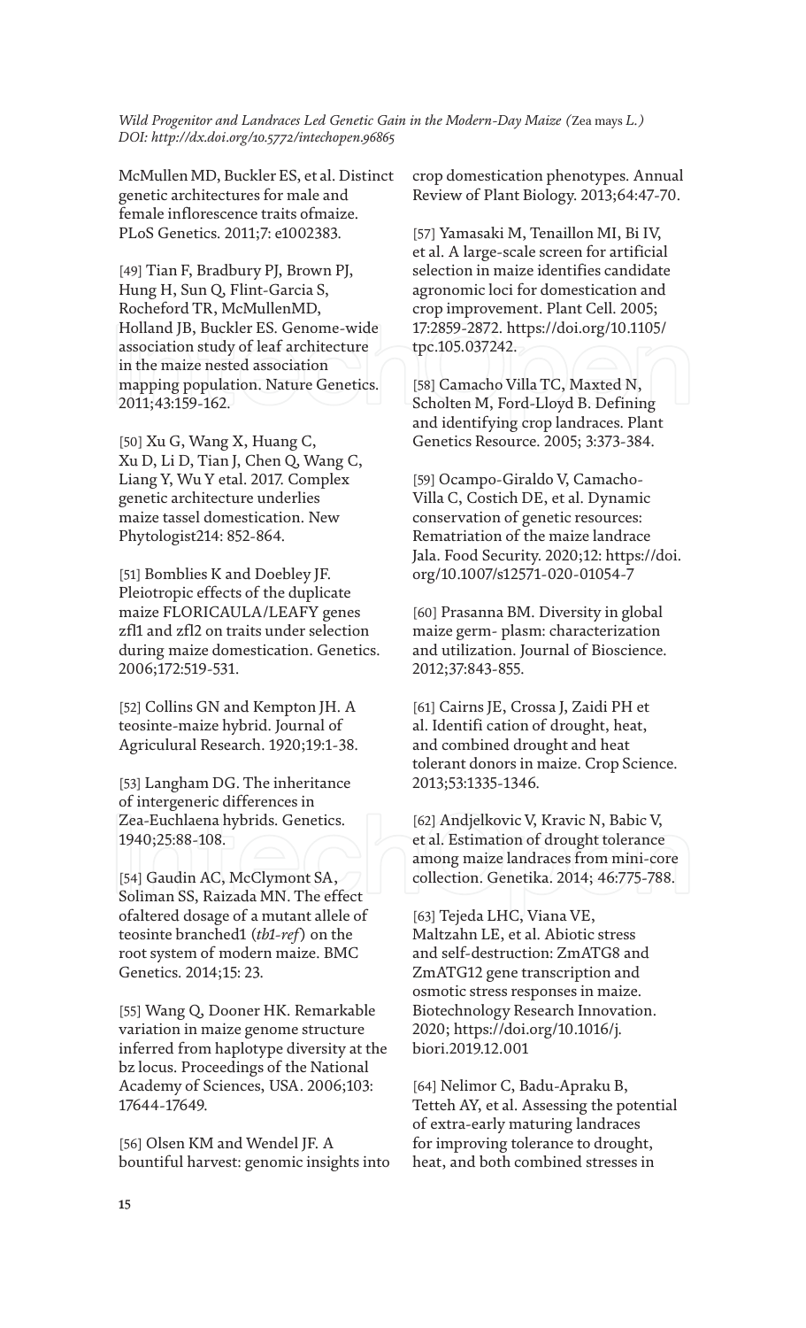McMullen MD, Buckler ES, et al. Distinct genetic architectures for male and female inflorescence traits ofmaize. PLoS Genetics. 2011;7: e1002383.

[49] Tian F, Bradbury PJ, Brown PJ, Hung H, Sun Q, Flint-Garcia S, Rocheford TR, McMullenMD, Holland JB, Buckler ES. Genome-wide association study of leaf architecture in the maize nested association mapping population. Nature Genetics. 2011;43:159-162.

[50] Xu G, Wang X, Huang C, Xu D, Li D, Tian J, Chen Q, Wang C, Liang Y, Wu Y etal. 2017. Complex genetic architecture underlies maize tassel domestication. New Phytologist214: 852-864.

[51] Bomblies K and Doebley JF. Pleiotropic effects of the duplicate maize FLORICAULA/LEAFY genes zfl1 and zfl2 on traits under selection during maize domestication. Genetics. 2006;172:519-531.

[52] Collins GN and Kempton JH. A teosinte-maize hybrid. Journal of Agriculural Research. 1920;19:1-38.

[53] Langham DG. The inheritance of intergeneric differences in Zea-Euchlaena hybrids. Genetics. 1940;25:88-108.

[54] Gaudin AC, McClymont SA, Soliman SS, Raizada MN. The effect ofaltered dosage of a mutant allele of teosinte branched1 (*tb1-ref*) on the root system of modern maize. BMC Genetics. 2014;15: 23.

[55] Wang Q, Dooner HK. Remarkable variation in maize genome structure inferred from haplotype diversity at the bz locus. Proceedings of the National Academy of Sciences, USA. 2006;103: 17644-17649.

[56] Olsen KM and Wendel JF. A bountiful harvest: genomic insights into crop domestication phenotypes. Annual Review of Plant Biology. 2013;64:47-70.

[57] Yamasaki M, Tenaillon MI, Bi IV, et al. A large-scale screen for artificial selection in maize identifies candidate agronomic loci for domestication and crop improvement. Plant Cell. 2005; 17:2859-2872. https://doi.org/10.1105/tpc.105.037242.

[58] Camacho Villa TC, Maxted N, Scholten M, Ford-Lloyd B. Defining and identifying crop landraces. Plant Genetics Resource. 2005; 3:373-384.

[59] Ocampo-Giraldo V, Camacho-Villa C, Costich DE, et al. Dynamic conservation of genetic resources: Rematriation of the maize landrace Jala. Food Security. 2020;12: https://doi.org/10.1007/s12571-020-01054-7

[60] Prasanna BM. Diversity in global maize germ- plasm: characterization and utilization. Journal of Bioscience. 2012;37:843-855.

[61] Cairns JE, Crossa J, Zaidi PH et al. Identifi cation of drought, heat, and combined drought and heat tolerant donors in maize. Crop Science. 2013;53:1335-1346.

[62] Andjelkovic V, Kravic N, Babic V, et al. Estimation of drought tolerance among maize landraces from mini-core collection. Genetika. 2014; 46:775-788.

[63] Tejeda LHC, Viana VE, Maltzahn LE, et al. Abiotic stress and self-destruction: ZmATG8 and ZmATG12 gene transcription and osmotic stress responses in maize. Biotechnology Research Innovation. 2020; https://doi.org/10.1016/j.biori.2019.12.001

[64] Nelimor C, Badu-Apraku B, Tetteh AY, et al. Assessing the potential of extra-early maturing landraces for improving tolerance to drought, heat, and both combined stresses in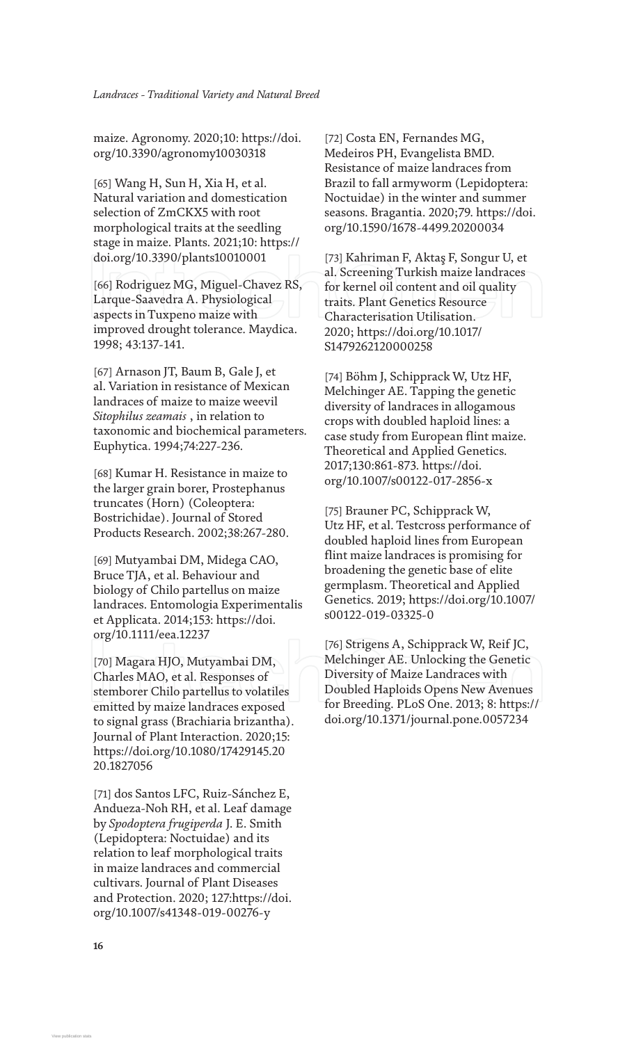maize. Agronomy. 2020;10: https://doi.org/10.3390/agronomy10030318

[65] Wang H, Sun H, Xia H, et al. Natural variation and domestication selection of ZmCKX5 with root morphological traits at the seedling stage in maize. Plants. 2021;10: https://doi.org/10.3390/plants10010001

[66] Rodriguez MG, Miguel-Chavez RS, Larque-Saavedra A. Physiological aspects in Tuxpeno maize with improved drought tolerance. Maydica. 1998; 43:137-141.

[67] Arnason JT, Baum B, Gale J, et al. Variation in resistance of Mexican landraces of maize to maize weevil *Sitophilus zeamais* , in relation to taxonomic and biochemical parameters. Euphytica. 1994;74:227-236.

[68] Kumar H. Resistance in maize to the larger grain borer, Prostephanus truncates (Horn) (Coleoptera: Bostrichidae). Journal of Stored Products Research. 2002;38:267-280.

[69] Mutyambai DM, Midega CAO, Bruce TJA, et al. Behaviour and biology of Chilo partellus on maize landraces. Entomologia Experimentalis et Applicata. 2014;153: https://doi.org/10.1111/eea.12237

[70] Magara HJO, Mutyambai DM, Charles MAO, et al. Responses of stemborer Chilo partellus to volatiles emitted by maize landraces exposed to signal grass (Brachiaria brizantha). Journal of Plant Interaction. 2020;15: https://doi.org/10.1080/17429145.2020.1827056

[71] dos Santos LFC, Ruiz-Sánchez E, Andueza-Noh RH, et al. Leaf damage by *Spodoptera frugiperda* J. E. Smith (Lepidoptera: Noctuidae) and its relation to leaf morphological traits in maize landraces and commercial cultivars. Journal of Plant Diseases and Protection. 2020; 127:https://doi.org/10.1007/s41348-019-00276-y

[72] Costa EN, Fernandes MG, Medeiros PH, Evangelista BMD. Resistance of maize landraces from Brazil to fall armyworm (Lepidoptera: Noctuidae) in the winter and summer seasons. Bragantia. 2020;79. https://doi.org/10.1590/1678-4499.20200034

[73] Kahriman F, Aktaş F, Songur U, et al. Screening Turkish maize landraces for kernel oil content and oil quality traits. Plant Genetics Resource Characterisation Utilisation. 2020; https://doi.org/10.1017/S1479262120000258

[74] Böhm J, Schipprack W, Utz HF, Melchinger AE. Tapping the genetic diversity of landraces in allogamous crops with doubled haploid lines: a case study from European flint maize. Theoretical and Applied Genetics. 2017;130:861-873. https://doi.org/10.1007/s00122-017-2856-x

[75] Brauner PC, Schipprack W, Utz HF, et al. Testcross performance of doubled haploid lines from European flint maize landraces is promising for broadening the genetic base of elite germplasm. Theoretical and Applied Genetics. 2019; https://doi.org/10.1007/s00122-019-03325-0

[76] Strigens A, Schipprack W, Reif JC, Melchinger AE. Unlocking the Genetic Diversity of Maize Landraces with Doubled Haploids Opens New Avenues for Breeding. PLoS One. 2013; 8: https://doi.org/10.1371/journal.pone.0057234